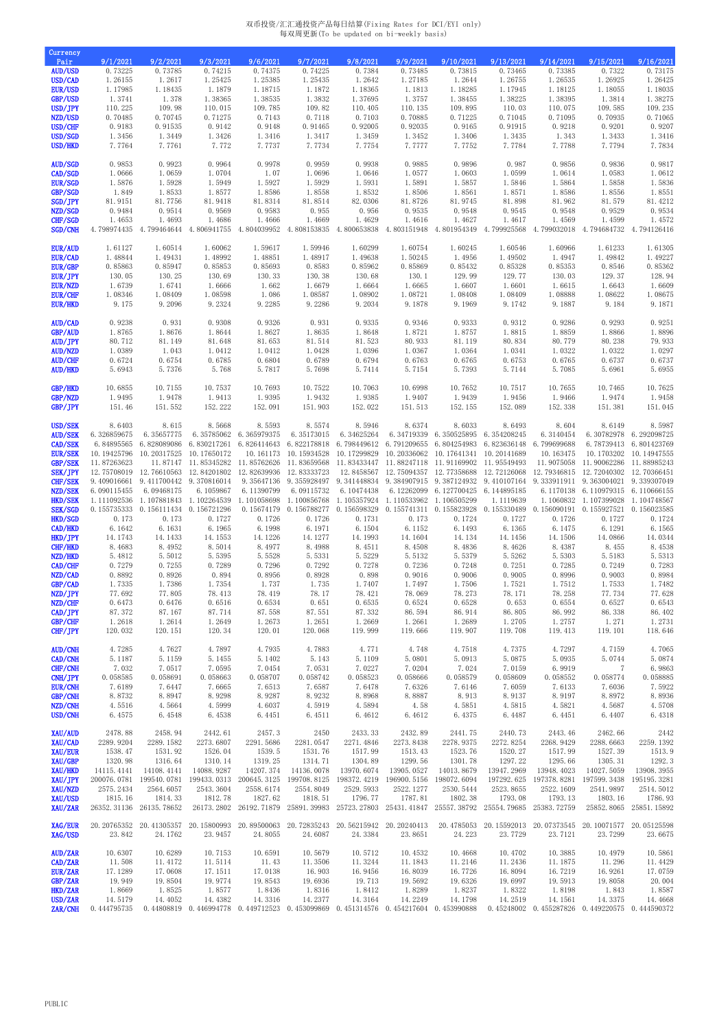双币投资/汇汇通投资产品每日结算(Fixing Rates for DCI/EYI only)
每双周更新(To be updated on bi-weekly basis)

| Currency Pair | 9/1/2021 | 9/2/2021 | 9/3/2021 | 9/6/2021 | 9/7/2021 | 9/8/2021 | 9/9/2021 | 9/10/2021 | 9/13/2021 | 9/14/2021 | 9/15/2021 | 9/16/2021 |
|---|---|---|---|---|---|---|---|---|---|---|---|---|
| AUD/USD | 0.73225 | 0.73785 | 0.74215 | 0.74375 | 0.74225 | 0.7384 | 0.73485 | 0.73815 | 0.73465 | 0.73385 | 0.7322 | 0.73175 |
| USD/CAD | 1.26155 | 1.2617 | 1.25425 | 1.25385 | 1.25435 | 1.2642 | 1.27185 | 1.2644 | 1.26755 | 1.26535 | 1.26925 | 1.26425 |
| EUR/USD | 1.17985 | 1.18435 | 1.1879 | 1.18715 | 1.1872 | 1.18365 | 1.1813 | 1.18285 | 1.17945 | 1.18125 | 1.18055 | 1.18035 |
| GBP/USD | 1.3741 | 1.378 | 1.38365 | 1.38535 | 1.3832 | 1.37695 | 1.3757 | 1.38455 | 1.38225 | 1.38395 | 1.3814 | 1.38275 |
| USD/JPY | 110.225 | 109.98 | 110.015 | 109.785 | 109.82 | 110.405 | 110.135 | 109.895 | 110.03 | 110.075 | 109.585 | 109.235 |
| NZD/USD | 0.70485 | 0.70745 | 0.71275 | 0.7143 | 0.7118 | 0.7103 | 0.70885 | 0.71225 | 0.71045 | 0.71095 | 0.70935 | 0.71065 |
| USD/CHF | 0.9183 | 0.91535 | 0.9142 | 0.9148 | 0.91465 | 0.92005 | 0.92035 | 0.9165 | 0.91915 | 0.9218 | 0.9201 | 0.9207 |
| USD/SGD | 1.3456 | 1.3449 | 1.3426 | 1.3416 | 1.3417 | 1.3459 | 1.3452 | 1.3406 | 1.3435 | 1.343 | 1.3433 | 1.3416 |
| USD/HKD | 7.7764 | 7.7761 | 7.772 | 7.7737 | 7.7734 | 7.7754 | 7.7777 | 7.7752 | 7.7784 | 7.7788 | 7.7794 | 7.7834 |
| | | | | | | | | | | | | |
| AUD/SGD | 0.9853 | 0.9923 | 0.9964 | 0.9978 | 0.9959 | 0.9938 | 0.9885 | 0.9896 | 0.987 | 0.9856 | 0.9836 | 0.9817 |
| CAD/SGD | 1.0666 | 1.0659 | 1.0704 | 1.07 | 1.0696 | 1.0646 | 1.0577 | 1.0603 | 1.0599 | 1.0614 | 1.0583 | 1.0612 |
| EUR/SGD | 1.5876 | 1.5928 | 1.5949 | 1.5927 | 1.5929 | 1.5931 | 1.5891 | 1.5857 | 1.5846 | 1.5864 | 1.5858 | 1.5836 |
| GBP/SGD | 1.849 | 1.8533 | 1.8577 | 1.8586 | 1.8558 | 1.8532 | 1.8506 | 1.8561 | 1.8571 | 1.8586 | 1.8556 | 1.8551 |
| SGD/JPY | 81.9151 | 81.7756 | 81.9418 | 81.8314 | 81.8514 | 82.0306 | 81.8726 | 81.9745 | 81.898 | 81.962 | 81.579 | 81.4212 |
| NZD/SGD | 0.9484 | 0.9514 | 0.9569 | 0.9583 | 0.955 | 0.956 | 0.9535 | 0.9548 | 0.9545 | 0.9548 | 0.9529 | 0.9534 |
| CHF/SGD | 1.4653 | 1.4693 | 1.4686 | 1.4666 | 1.4669 | 1.4629 | 1.4616 | 1.4627 | 1.4617 | 1.4569 | 1.4599 | 1.4572 |
| SGD/CNH | 4.798974435 | 4.799464644 | 4.806941755 | 4.804039952 | 4.808153835 | 4.800653838 | 4.803151948 | 4.801954349 | 4.799925568 | 4.799032018 | 4.794684732 | 4.794126416 |
| | | | | | | | | | | | | |
| EUR/AUD | 1.61127 | 1.60514 | 1.60062 | 1.59617 | 1.59946 | 1.60299 | 1.60754 | 1.60245 | 1.60546 | 1.60966 | 1.61233 | 1.61305 |
| EUR/CAD | 1.48844 | 1.49431 | 1.48992 | 1.48851 | 1.48917 | 1.49638 | 1.50245 | 1.4956 | 1.49502 | 1.4947 | 1.49842 | 1.49227 |
| EUR/GBP | 0.85863 | 0.85947 | 0.85853 | 0.85693 | 0.8583 | 0.85962 | 0.85869 | 0.85432 | 0.85328 | 0.85353 | 0.8546 | 0.85362 |
| EUR/JPY | 130.05 | 130.25 | 130.69 | 130.33 | 130.38 | 130.68 | 130.1 | 129.99 | 129.77 | 130.03 | 129.37 | 128.94 |
| EUR/NZD | 1.6739 | 1.6741 | 1.6666 | 1.662 | 1.6679 | 1.6664 | 1.6665 | 1.6607 | 1.6601 | 1.6615 | 1.6643 | 1.6609 |
| EUR/CHF | 1.08346 | 1.08409 | 1.08598 | 1.086 | 1.08587 | 1.08902 | 1.08721 | 1.08408 | 1.08409 | 1.08888 | 1.08622 | 1.08675 |
| EUR/HKD | 9.175 | 9.2096 | 9.2324 | 9.2285 | 9.2286 | 9.2034 | 9.1878 | 9.1969 | 9.1742 | 9.1887 | 9.184 | 9.1871 |
| | | | | | | | | | | | | |
| AUD/CAD | 0.9238 | 0.931 | 0.9308 | 0.9326 | 0.931 | 0.9335 | 0.9346 | 0.9333 | 0.9312 | 0.9286 | 0.9293 | 0.9251 |
| GBP/AUD | 1.8765 | 1.8676 | 1.8644 | 1.8627 | 1.8635 | 1.8648 | 1.8721 | 1.8757 | 1.8815 | 1.8859 | 1.8866 | 1.8896 |
| AUD/JPY | 80.712 | 81.149 | 81.648 | 81.653 | 81.514 | 81.523 | 80.933 | 81.119 | 80.834 | 80.779 | 80.238 | 79.933 |
| AUD/NZD | 1.0389 | 1.043 | 1.0412 | 1.0412 | 1.0428 | 1.0396 | 1.0367 | 1.0364 | 1.0341 | 1.0322 | 1.0322 | 1.0297 |
| AUD/CHF | 0.6724 | 0.6754 | 0.6785 | 0.6804 | 0.6789 | 0.6794 | 0.6763 | 0.6765 | 0.6753 | 0.6765 | 0.6737 | 0.6737 |
| AUD/HKD | 5.6943 | 5.7376 | 5.768 | 5.7817 | 5.7698 | 5.7414 | 5.7154 | 5.7393 | 5.7144 | 5.7085 | 5.6961 | 5.6955 |
| | | | | | | | | | | | | |
| GBP/HKD | 10.6855 | 10.7155 | 10.7537 | 10.7693 | 10.7522 | 10.7063 | 10.6998 | 10.7652 | 10.7517 | 10.7655 | 10.7465 | 10.7625 |
| GBP/NZD | 1.9495 | 1.9478 | 1.9413 | 1.9395 | 1.9432 | 1.9385 | 1.9407 | 1.9439 | 1.9456 | 1.9466 | 1.9474 | 1.9458 |
| GBP/JPY | 151.46 | 151.552 | 152.222 | 152.091 | 151.903 | 152.022 | 151.513 | 152.155 | 152.089 | 152.338 | 151.381 | 151.045 |
| | | | | | | | | | | | | |
| USD/SEK | 8.6403 | 8.615 | 8.5668 | 8.5593 | 8.5574 | 8.5946 | 8.6374 | 8.6033 | 8.6493 | 8.604 | 8.6149 | 8.5987 |
| AUD/SEK | 6.326859675 | 6.35657775 | 6.35785062 | 6.365979375 | 6.35173015 | 6.34625264 | 6.34719339 | 6.350525895 | 6.354208245 | 6.3140454 | 6.30782978 | 6.292098725 |
| CAD/SEK | 6.84895565 | 6.828089086 | 6.830217261 | 6.826414643 | 6.822178818 | 6.798449612 | 6.791209655 | 6.804254983 | 6.823636148 | 6.799699688 | 6.78739413 | 6.801423769 |
| EUR/SEK | 10.19425796 | 10.20317525 | 10.17650172 | 10.161173 | 10.15934528 | 10.17299829 | 10.20336062 | 10.17641341 | 10.20141689 | 10.163475 | 10.1703202 | 10.14947555 |
| GBP/SEK | 11.87263623 | 11.87147 | 11.85345282 | 11.85762626 | 11.83659568 | 11.83433447 | 11.88247118 | 11.91169902 | 11.95549493 | 11.9075058 | 11.90062286 | 11.88985243 |
| SEK/JPY | 12.75708019 | 12.76610563 | 12.84201802 | 12.82639936 | 12.83333723 | 12.8458567 | 12.75094357 | 12.77358688 | 12.72126068 | 12.79346815 | 12.72040302 | 12.70366451 |
| CHF/SEK | 9.409016661 | 9.411700442 | 9.370816014 | 9.35647136 | 9.355928497 | 9.341448834 | 9.384907915 | 9.387124932 | 9.410107164 | 9.333911911 | 9.363004021 | 9.339307049 |
| NZD/SEK | 6.090115455 | 6.09468175 | 6.1059867 | 6.11390799 | 6.09115732 | 6.10474438 | 6.12262099 | 6.127700425 | 6.144895185 | 6.1170138 | 6.110979315 | 6.110666155 |
| HKD/SEK | 1.111092536 | 1.107881843 | 1.102264539 | 1.101058698 | 1.100856768 | 1.105357924 | 1.110533962 | 1.106505299 | 1.1119639 | 1.1060832 | 1.107399028 | 1.104748567 |
| SEK/SGD | 0.155735333 | 0.156111434 | 0.156721296 | 0.15674179 | 0.156788277 | 0.156598329 | 0.155741311 | 0.155823928 | 0.155330489 | 0.156090191 | 0.155927521 | 0.156023585 |
| HKD/SGD | 0.173 | 0.173 | 0.1727 | 0.1726 | 0.1726 | 0.1731 | 0.173 | 0.1724 | 0.1727 | 0.1726 | 0.1727 | 0.1724 |
| CAD/HKD | 6.1642 | 6.1631 | 6.1965 | 6.1998 | 6.1971 | 6.1504 | 6.1152 | 6.1493 | 6.1365 | 6.1475 | 6.1291 | 6.1565 |
| HKD/JPY | 14.1743 | 14.1433 | 14.1553 | 14.1226 | 14.1277 | 14.1993 | 14.1604 | 14.134 | 14.1456 | 14.1506 | 14.0866 | 14.0344 |
| CHF/HKD | 8.4683 | 8.4952 | 8.5014 | 8.4977 | 8.4988 | 8.4511 | 8.4508 | 8.4836 | 8.4626 | 8.4387 | 8.455 | 8.4538 |
| NZD/HKD | 5.4812 | 5.5012 | 5.5395 | 5.5528 | 5.5331 | 5.5229 | 5.5132 | 5.5379 | 5.5262 | 5.5303 | 5.5183 | 5.5313 |
| CAD/CHF | 0.7279 | 0.7255 | 0.7289 | 0.7296 | 0.7292 | 0.7278 | 0.7236 | 0.7248 | 0.7251 | 0.7285 | 0.7249 | 0.7283 |
| NZD/CAD | 0.8892 | 0.8926 | 0.894 | 0.8956 | 0.8928 | 0.898 | 0.9016 | 0.9006 | 0.9005 | 0.8996 | 0.9003 | 0.8984 |
| GBP/CAD | 1.7335 | 1.7386 | 1.7354 | 1.737 | 1.735 | 1.7407 | 1.7497 | 1.7506 | 1.7521 | 1.7512 | 1.7533 | 1.7482 |
| NZD/JPY | 77.692 | 77.805 | 78.413 | 78.419 | 78.17 | 78.421 | 78.069 | 78.273 | 78.171 | 78.258 | 77.734 | 77.628 |
| NZD/CHF | 0.6473 | 0.6476 | 0.6516 | 0.6534 | 0.651 | 0.6535 | 0.6524 | 0.6528 | 0.653 | 0.6554 | 0.6527 | 0.6543 |
| CAD/JPY | 87.372 | 87.167 | 87.714 | 87.558 | 87.551 | 87.332 | 86.594 | 86.914 | 86.805 | 86.992 | 86.338 | 86.402 |
| GBP/CHF | 1.2618 | 1.2614 | 1.2649 | 1.2673 | 1.2651 | 1.2669 | 1.2661 | 1.2689 | 1.2705 | 1.2757 | 1.271 | 1.2731 |
| CHF/JPY | 120.032 | 120.151 | 120.34 | 120.01 | 120.068 | 119.999 | 119.666 | 119.907 | 119.708 | 119.413 | 119.101 | 118.646 |
| | | | | | | | | | | | | |
| AUD/CNH | 4.7285 | 4.7627 | 4.7897 | 4.7935 | 4.7883 | 4.771 | 4.748 | 4.7518 | 4.7375 | 4.7297 | 4.7159 | 4.7065 |
| CAD/CNH | 5.1187 | 5.1159 | 5.1455 | 5.1402 | 5.143 | 5.1109 | 5.0801 | 5.0913 | 5.0875 | 5.0935 | 5.0744 | 5.0874 |
| CHF/CNH | 7.032 | 7.0517 | 7.0595 | 7.0454 | 7.0531 | 7.0227 | 7.0204 | 7.024 | 7.0159 | 6.9919 | 7 | 6.9863 |
| CNH/JPY | 0.058585 | 0.058691 | 0.058663 | 0.058707 | 0.058742 | 0.058523 | 0.058666 | 0.058579 | 0.058609 | 0.058552 | 0.058774 | 0.058885 |
| EUR/CNH | 7.6189 | 7.6447 | 7.6665 | 7.6513 | 7.6587 | 7.6478 | 7.6326 | 7.6146 | 7.6059 | 7.6133 | 7.6036 | 7.5922 |
| GBP/CNH | 8.8732 | 8.8947 | 8.9298 | 8.9287 | 8.9232 | 8.8968 | 8.8887 | 8.913 | 8.9137 | 8.9197 | 8.8972 | 8.8936 |
| NZD/CNH | 4.5516 | 4.5664 | 4.5999 | 4.6037 | 4.5919 | 4.5894 | 4.58 | 4.5851 | 4.5815 | 4.5821 | 4.5687 | 4.5708 |
| USD/CNH | 6.4575 | 6.4548 | 6.4538 | 6.4451 | 6.4511 | 6.4612 | 6.4612 | 6.4375 | 6.4487 | 6.4451 | 6.4407 | 6.4318 |
| | | | | | | | | | | | | |
| XAU/AUD | 2478.88 | 2458.94 | 2442.61 | 2457.3 | 2450 | 2433.33 | 2432.89 | 2441.75 | 2440.73 | 2443.46 | 2462.66 | 2442 |
| XAU/CAD | 2289.9204 | 2289.1582 | 2273.6807 | 2291.5686 | 2281.0547 | 2271.4846 | 2273.8438 | 2278.9375 | 2272.8254 | 2268.9429 | 2288.6663 | 2259.1392 |
| XAU/EUR | 1538.47 | 1531.92 | 1526.04 | 1539.5 | 1531.76 | 1517.99 | 1513.43 | 1523.76 | 1520.27 | 1517.99 | 1527.39 | 1513.9 |
| XAU/GBP | 1320.98 | 1316.64 | 1310.14 | 1319.25 | 1314.71 | 1304.89 | 1299.56 | 1301.78 | 1297.22 | 1295.66 | 1305.31 | 1292.3 |
| XAU/HKD | 14115.4141 | 14108.4141 | 14088.9287 | 14207.374 | 14136.0078 | 13970.6074 | 13905.0527 | 14013.8679 | 13947.2969 | 13948.4023 | 14027.5059 | 13908.3955 |
| XAU/JPY | 200076.0781 | 199540.0781 | 199433.0313 | 200645.3125 | 199708.8125 | 198372.4219 | 196900.5156 | 198072.6094 | 197292.625 | 197378.8281 | 197599.3438 | 195195.3281 |
| XAU/NZD | 2575.2434 | 2564.6057 | 2543.3604 | 2558.6174 | 2554.8049 | 2529.5933 | 2522.1277 | 2530.5444 | 2523.8655 | 2522.1609 | 2541.9897 | 2514.5012 |
| XAU/USD | 1815.16 | 1814.33 | 1812.78 | 1827.62 | 1818.51 | 1796.77 | 1787.81 | 1802.38 | 1793.08 | 1793.13 | 1803.16 | 1786.93 |
| XAU/ZAR | 26352.31136 | 26135.78652 | 26173.2802 | 26192.71879 | 25891.39983 | 25723.27803 | 25431.41847 | 25557.38792 | 25554.79685 | 25383.72759 | 25852.8065 | 25851.15892 |
| | | | | | | | | | | | | |
| XAG/EUR | 20.20765352 | 20.41305357 | 20.15800993 | 20.89500063 | 20.72835243 | 20.56215942 | 20.20240413 | 20.4785053 | 20.15592013 | 20.07373545 | 20.10071577 | 20.05125598 |
| XAG/USD | 23.842 | 24.1762 | 23.9457 | 24.8055 | 24.6087 | 24.3384 | 23.8651 | 24.223 | 23.7729 | 23.7121 | 23.7299 | 23.6675 |
| | | | | | | | | | | | | |
| AUD/ZAR | 10.6307 | 10.6289 | 10.7153 | 10.6591 | 10.5679 | 10.5712 | 10.4532 | 10.4668 | 10.4702 | 10.3885 | 10.4979 | 10.5861 |
| CAD/ZAR | 11.508 | 11.4172 | 11.5114 | 11.43 | 11.3506 | 11.3244 | 11.1843 | 11.2146 | 11.2436 | 11.1875 | 11.296 | 11.4429 |
| EUR/ZAR | 17.1289 | 17.0608 | 17.1511 | 17.0138 | 16.903 | 16.9456 | 16.8039 | 16.7726 | 16.8094 | 16.7219 | 16.9261 | 17.0759 |
| GBP/ZAR | 19.949 | 19.8504 | 19.9774 | 19.8543 | 19.6936 | 19.713 | 19.5692 | 19.6326 | 19.6997 | 19.5913 | 19.8058 | 20.004 |
| HKD/ZAR | 1.8669 | 1.8525 | 1.8577 | 1.8436 | 1.8316 | 1.8412 | 1.8289 | 1.8237 | 1.8322 | 1.8198 | 1.8343 | 1.8587 |
| USD/ZAR | 14.5179 | 14.4052 | 14.4382 | 14.3316 | 14.2377 | 14.3164 | 14.2249 | 14.1798 | 14.2519 | 14.1561 | 14.3375 | 14.4668 |
| ZAR/CNH | 0.444795735 | 0.44808819 | 0.446994778 | 0.449712523 | 0.453099869 | 0.451314576 | 0.454217604 | 0.453990888 | 0.45248002 | 0.455287826 | 0.449220575 | 0.444590372 |

PUBLIC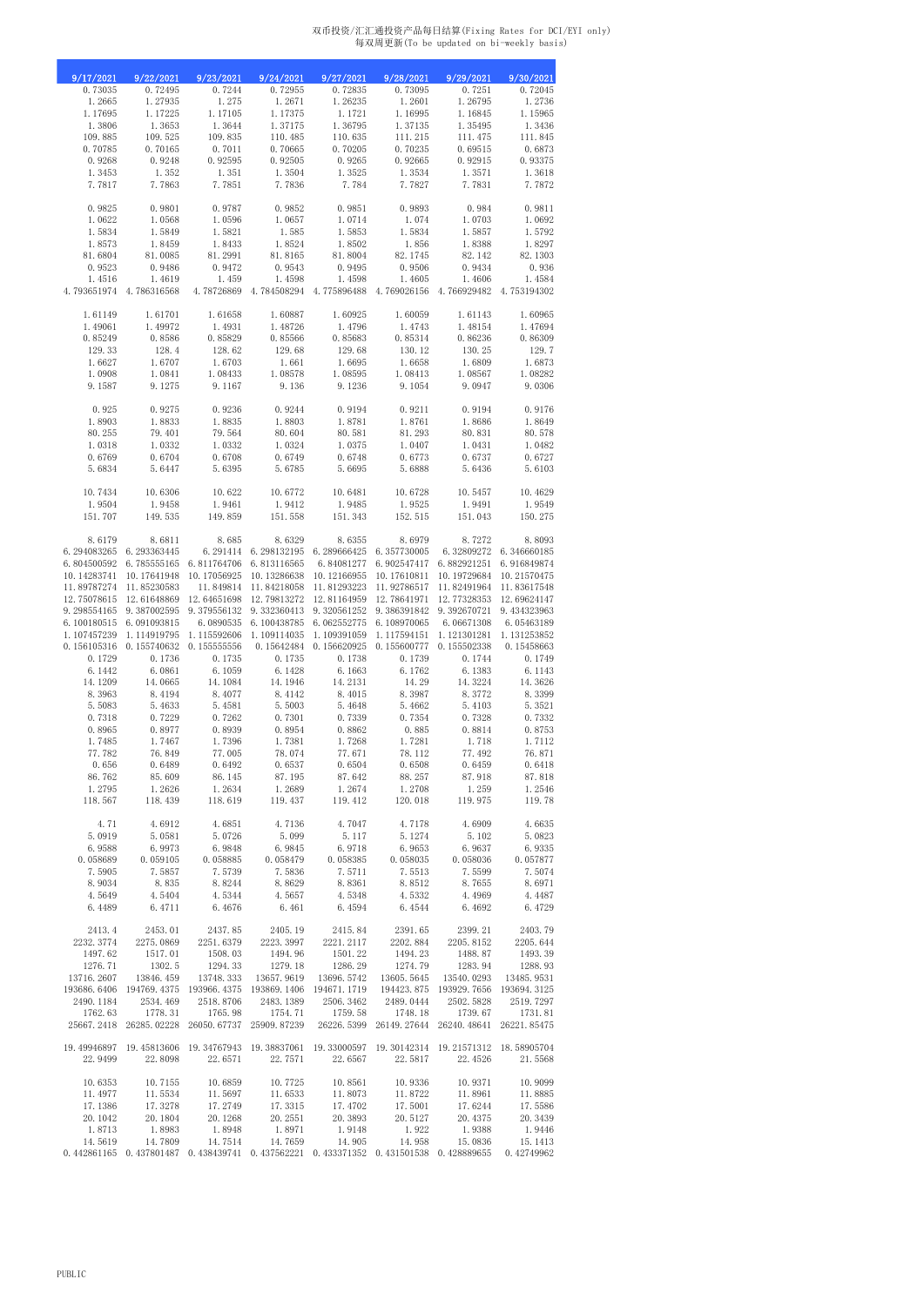双币投资/汇汇通投资产品每日结算(Fixing Rates for DCI/EYI only)
每双周更新(To be updated on bi-weekly basis)

| 9/17/2021 | 9/22/2021 | 9/23/2021 | 9/24/2021 | 9/27/2021 | 9/28/2021 | 9/29/2021 | 9/30/2021 |
|---|---|---|---|---|---|---|---|
| 0.73035 | 0.72495 | 0.7244 | 0.72955 | 0.72835 | 0.73095 | 0.7251 | 0.72045 |
| 1.2665 | 1.27935 | 1.275 | 1.2671 | 1.26235 | 1.2601 | 1.26795 | 1.2736 |
| 1.17695 | 1.17225 | 1.17105 | 1.17375 | 1.1721 | 1.16995 | 1.16845 | 1.15965 |
| 1.3806 | 1.3653 | 1.3644 | 1.37175 | 1.36795 | 1.37135 | 1.35495 | 1.3436 |
| 109.885 | 109.525 | 109.835 | 110.485 | 110.635 | 111.215 | 111.475 | 111.845 |
| 0.70785 | 0.70165 | 0.7011 | 0.70665 | 0.70205 | 0.70235 | 0.69515 | 0.6873 |
| 0.9268 | 0.9248 | 0.92595 | 0.92505 | 0.9265 | 0.92665 | 0.92915 | 0.93375 |
| 1.3453 | 1.352 | 1.351 | 1.3504 | 1.3525 | 1.3534 | 1.3571 | 1.3618 |
| 7.7817 | 7.7863 | 7.7851 | 7.7836 | 7.784 | 7.7827 | 7.7831 | 7.7872 |
| | | | | | | | |
| 0.9825 | 0.9801 | 0.9787 | 0.9852 | 0.9851 | 0.9893 | 0.984 | 0.9811 |
| 1.0622 | 1.0568 | 1.0596 | 1.0657 | 1.0714 | 1.074 | 1.0703 | 1.0692 |
| 1.5834 | 1.5849 | 1.5821 | 1.585 | 1.5853 | 1.5834 | 1.5857 | 1.5792 |
| 1.8573 | 1.8459 | 1.8433 | 1.8524 | 1.8502 | 1.856 | 1.8388 | 1.8297 |
| 81.6804 | 81.0085 | 81.2991 | 81.8165 | 81.8004 | 82.1745 | 82.142 | 82.1303 |
| 0.9523 | 0.9486 | 0.9472 | 0.9543 | 0.9495 | 0.9506 | 0.9434 | 0.936 |
| 1.4516 | 1.4619 | 1.459 | 1.4598 | 1.4598 | 1.4605 | 1.4606 | 1.4584 |
| 4.793651974 | 4.786316568 | 4.78726869 | 4.784508294 | 4.775896488 | 4.769026156 | 4.766929482 | 4.753194302 |
| | | | | | | | |
| 1.61149 | 1.61701 | 1.61658 | 1.60887 | 1.60925 | 1.60059 | 1.61143 | 1.60965 |
| 1.49061 | 1.49972 | 1.4931 | 1.48726 | 1.4796 | 1.4743 | 1.48154 | 1.47694 |
| 0.85249 | 0.8586 | 0.85829 | 0.85566 | 0.85683 | 0.85314 | 0.86236 | 0.86309 |
| 129.33 | 128.4 | 128.62 | 129.68 | 129.68 | 130.12 | 130.25 | 129.7 |
| 1.6627 | 1.6707 | 1.6703 | 1.661 | 1.6695 | 1.6658 | 1.6809 | 1.6873 |
| 1.0908 | 1.0841 | 1.08433 | 1.08578 | 1.08595 | 1.08413 | 1.08567 | 1.08282 |
| 9.1587 | 9.1275 | 9.1167 | 9.136 | 9.1236 | 9.1054 | 9.0947 | 9.0306 |
| | | | | | | | |
| 0.925 | 0.9275 | 0.9236 | 0.9244 | 0.9194 | 0.9211 | 0.9194 | 0.9176 |
| 1.8903 | 1.8833 | 1.8835 | 1.8803 | 1.8781 | 1.8761 | 1.8686 | 1.8649 |
| 80.255 | 79.401 | 79.564 | 80.604 | 80.581 | 81.293 | 80.831 | 80.578 |
| 1.0318 | 1.0332 | 1.0332 | 1.0324 | 1.0375 | 1.0407 | 1.0431 | 1.0482 |
| 0.6769 | 0.6704 | 0.6708 | 0.6749 | 0.6748 | 0.6773 | 0.6737 | 0.6727 |
| 5.6834 | 5.6447 | 5.6395 | 5.6785 | 5.6695 | 5.6888 | 5.6436 | 5.6103 |
| | | | | | | | |
| 10.7434 | 10.6306 | 10.622 | 10.6772 | 10.6481 | 10.6728 | 10.5457 | 10.4629 |
| 1.9504 | 1.9458 | 1.9461 | 1.9412 | 1.9485 | 1.9525 | 1.9491 | 1.9549 |
| 151.707 | 149.535 | 149.859 | 151.558 | 151.343 | 152.515 | 151.043 | 150.275 |
| | | | | | | | |
| 8.6179 | 8.6811 | 8.685 | 8.6329 | 8.6355 | 8.6979 | 8.7272 | 8.8093 |
| 6.294083265 | 6.293363445 | 6.291414 | 6.298132195 | 6.289666425 | 6.357730005 | 6.32809272 | 6.346660185 |
| 6.804500592 | 6.785555165 | 6.811764706 | 6.813116565 | 6.84081277 | 6.902547417 | 6.882921251 | 6.916849874 |
| 10.14283741 | 10.17641948 | 10.17056925 | 10.13286638 | 10.12166955 | 10.17610811 | 10.19729684 | 10.21570475 |
| 11.89787274 | 11.85230583 | 11.849814 | 11.84218058 | 11.81293223 | 11.92786517 | 11.82491964 | 11.83617548 |
| 12.75078615 | 12.61648869 | 12.64651698 | 12.79813272 | 12.81164959 | 12.78641971 | 12.77328353 | 12.69624147 |
| 9.298554165 | 9.387002595 | 9.379556132 | 9.332360413 | 9.320561252 | 9.386391842 | 9.392670721 | 9.434323963 |
| 6.100180515 | 6.091093815 | 6.0890535 | 6.100438785 | 6.062552775 | 6.108970065 | 6.06671308 | 6.05463189 |
| 1.107457239 | 1.114919795 | 1.115592606 | 1.109114035 | 1.109391059 | 1.117594151 | 1.121301281 | 1.131253852 |
| 0.156105316 | 0.155740632 | 0.155555556 | 0.15642484 | 0.156620925 | 0.155600777 | 0.155502338 | 0.15458663 |
| 0.1729 | 0.1736 | 0.1735 | 0.1735 | 0.1738 | 0.1739 | 0.1744 | 0.1749 |
| 6.1442 | 6.0861 | 6.1059 | 6.1428 | 6.1663 | 6.1762 | 6.1383 | 6.1143 |
| 14.1209 | 14.0665 | 14.1084 | 14.1946 | 14.2131 | 14.29 | 14.3224 | 14.3626 |
| 8.3963 | 8.4194 | 8.4077 | 8.4142 | 8.4015 | 8.3987 | 8.3772 | 8.3399 |
| 5.5083 | 5.4633 | 5.4581 | 5.5003 | 5.4648 | 5.4662 | 5.4103 | 5.3521 |
| 0.7318 | 0.7229 | 0.7262 | 0.7301 | 0.7339 | 0.7354 | 0.7328 | 0.7332 |
| 0.8965 | 0.8977 | 0.8939 | 0.8954 | 0.8862 | 0.885 | 0.8814 | 0.8753 |
| 1.7485 | 1.7467 | 1.7396 | 1.7381 | 1.7268 | 1.7281 | 1.718 | 1.7112 |
| 77.782 | 76.849 | 77.005 | 78.074 | 77.671 | 78.112 | 77.492 | 76.871 |
| 0.656 | 0.6489 | 0.6492 | 0.6537 | 0.6504 | 0.6508 | 0.6459 | 0.6418 |
| 86.762 | 85.609 | 86.145 | 87.195 | 87.642 | 88.257 | 87.918 | 87.818 |
| 1.2795 | 1.2626 | 1.2634 | 1.2689 | 1.2674 | 1.2708 | 1.259 | 1.2546 |
| 118.567 | 118.439 | 118.619 | 119.437 | 119.412 | 120.018 | 119.975 | 119.78 |
| | | | | | | | |
| 4.71 | 4.6912 | 4.6851 | 4.7136 | 4.7047 | 4.7178 | 4.6909 | 4.6635 |
| 5.0919 | 5.0581 | 5.0726 | 5.099 | 5.117 | 5.1274 | 5.102 | 5.0823 |
| 6.9588 | 6.9973 | 6.9848 | 6.9845 | 6.9718 | 6.9653 | 6.9637 | 6.9335 |
| 0.058689 | 0.059105 | 0.058885 | 0.058479 | 0.058385 | 0.058035 | 0.058036 | 0.057877 |
| 7.5905 | 7.5857 | 7.5739 | 7.5836 | 7.5711 | 7.5513 | 7.5599 | 7.5074 |
| 8.9034 | 8.835 | 8.8244 | 8.8629 | 8.8361 | 8.8512 | 8.7655 | 8.6971 |
| 4.5649 | 4.5404 | 4.5344 | 4.5657 | 4.5348 | 4.5332 | 4.4969 | 4.4487 |
| 6.4489 | 6.4711 | 6.4676 | 6.461 | 6.4594 | 6.4544 | 6.4692 | 6.4729 |
| | | | | | | | |
| 2413.4 | 2453.01 | 2437.85 | 2405.19 | 2415.84 | 2391.65 | 2399.21 | 2403.79 |
| 2232.3774 | 2275.0869 | 2251.6379 | 2223.3997 | 2221.2117 | 2202.884 | 2205.8152 | 2205.644 |
| 1497.62 | 1517.01 | 1508.03 | 1494.96 | 1501.22 | 1494.23 | 1488.87 | 1493.39 |
| 1276.71 | 1302.5 | 1294.33 | 1279.18 | 1286.29 | 1274.79 | 1283.94 | 1288.93 |
| 13716.2607 | 13846.459 | 13748.333 | 13657.9619 | 13696.5742 | 13605.5645 | 13540.0293 | 13485.9531 |
| 193686.6406 | 194769.4375 | 193966.4375 | 193869.1406 | 194671.1719 | 194423.875 | 193929.7656 | 193694.3125 |
| 2490.1184 | 2534.469 | 2518.8706 | 2483.1389 | 2506.3462 | 2489.0444 | 2502.5828 | 2519.7297 |
| 1762.63 | 1778.31 | 1765.98 | 1754.71 | 1759.58 | 1748.18 | 1739.67 | 1731.81 |
| 25667.2418 | 26285.02228 | 26050.67737 | 25909.87239 | 26226.5399 | 26149.27644 | 26240.48641 | 26221.85475 |
| | | | | | | | |
| 19.49946897 | 19.45813606 | 19.34767943 | 19.38837061 | 19.33000597 | 19.30142314 | 19.21571312 | 18.58905704 |
| 22.9499 | 22.8098 | 22.6571 | 22.7571 | 22.6567 | 22.5817 | 22.4526 | 21.5568 |
| | | | | | | | |
| 10.6353 | 10.7155 | 10.6859 | 10.7725 | 10.8561 | 10.9336 | 10.9371 | 10.9099 |
| 11.4977 | 11.5534 | 11.5697 | 11.6533 | 11.8073 | 11.8722 | 11.8961 | 11.8885 |
| 17.1386 | 17.3278 | 17.2749 | 17.3315 | 17.4702 | 17.5001 | 17.6244 | 17.5586 |
| 20.1042 | 20.1804 | 20.1268 | 20.2551 | 20.3893 | 20.5127 | 20.4375 | 20.3439 |
| 1.8713 | 1.8983 | 1.8948 | 1.8971 | 1.9148 | 1.922 | 1.9388 | 1.9446 |
| 14.5619 | 14.7809 | 14.7514 | 14.7659 | 14.905 | 14.958 | 15.0836 | 15.1413 |
| 0.442861165 | 0.437801487 | 0.438439741 | 0.437562221 | 0.433371352 | 0.431501538 | 0.428889655 | 0.42749962 |

PUBLIC